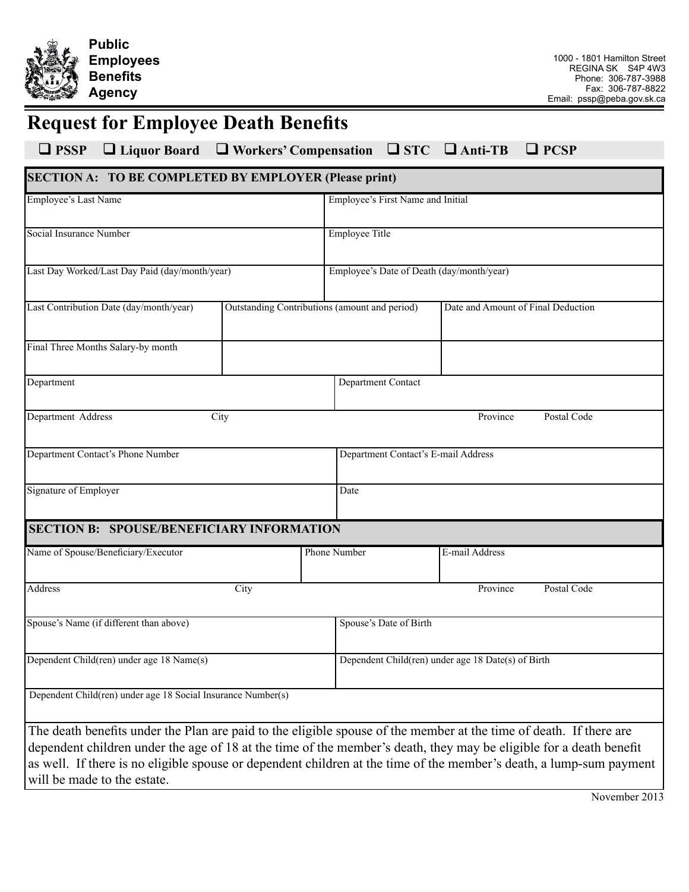**Public Employees Benefits Agency**

1000 - 1801 Hamilton Street
REGINA SK S4P 4W3
Phone: 306-787-3988
Fax: 306-787-8822
Email: pssp@peba.gov.sk.ca

# Request for Employee Death Benefits

❑ **PSSP** ❑ **Liquor Board** ❑ **Workers' Compensation** ❑ **STC** ❑ **Anti-TB** ❑ **PCSP**

## SECTION A: TO BE COMPLETED BY EMPLOYER (Please print)

| Employee's Last Name | Employee's First Name and Initial |
|---|---|
| Social Insurance Number | Employee Title |
| Last Day Worked/Last Day Paid (day/month/year) | Employee's Date of Death (day/month/year) |

| Last Contribution Date (day/month/year) | Outstanding Contributions (amount and period) | Date and Amount of Final Deduction |
|---|---|---|
| Final Three Months Salary-by month | | |

| Department | Department Contact |
|---|---|

| Department Address | City | Province | Postal Code |
|---|---|---|---|

| Department Contact's Phone Number | Department Contact's E-mail Address |
|---|---|
| Signature of Employer | Date |

## SECTION B: SPOUSE/BENEFICIARY INFORMATION

| Name of Spouse/Beneficiary/Executor | Phone Number | E-mail Address |
|---|---|---|

| Address | City | Province | Postal Code |
|---|---|---|---|

| Spouse's Name (if different than above) | Spouse's Date of Birth |
|---|---|
| Dependent Child(ren) under age 18 Name(s) | Dependent Child(ren) under age 18 Date(s) of Birth |

| Dependent Child(ren) under age 18 Social Insurance Number(s) |
|---|

The death benefits under the Plan are paid to the eligible spouse of the member at the time of death. If there are dependent children under the age of 18 at the time of the member's death, they may be eligible for a death benefit as well. If there is no eligible spouse or dependent children at the time of the member's death, a lump-sum payment will be made to the estate.

November 2013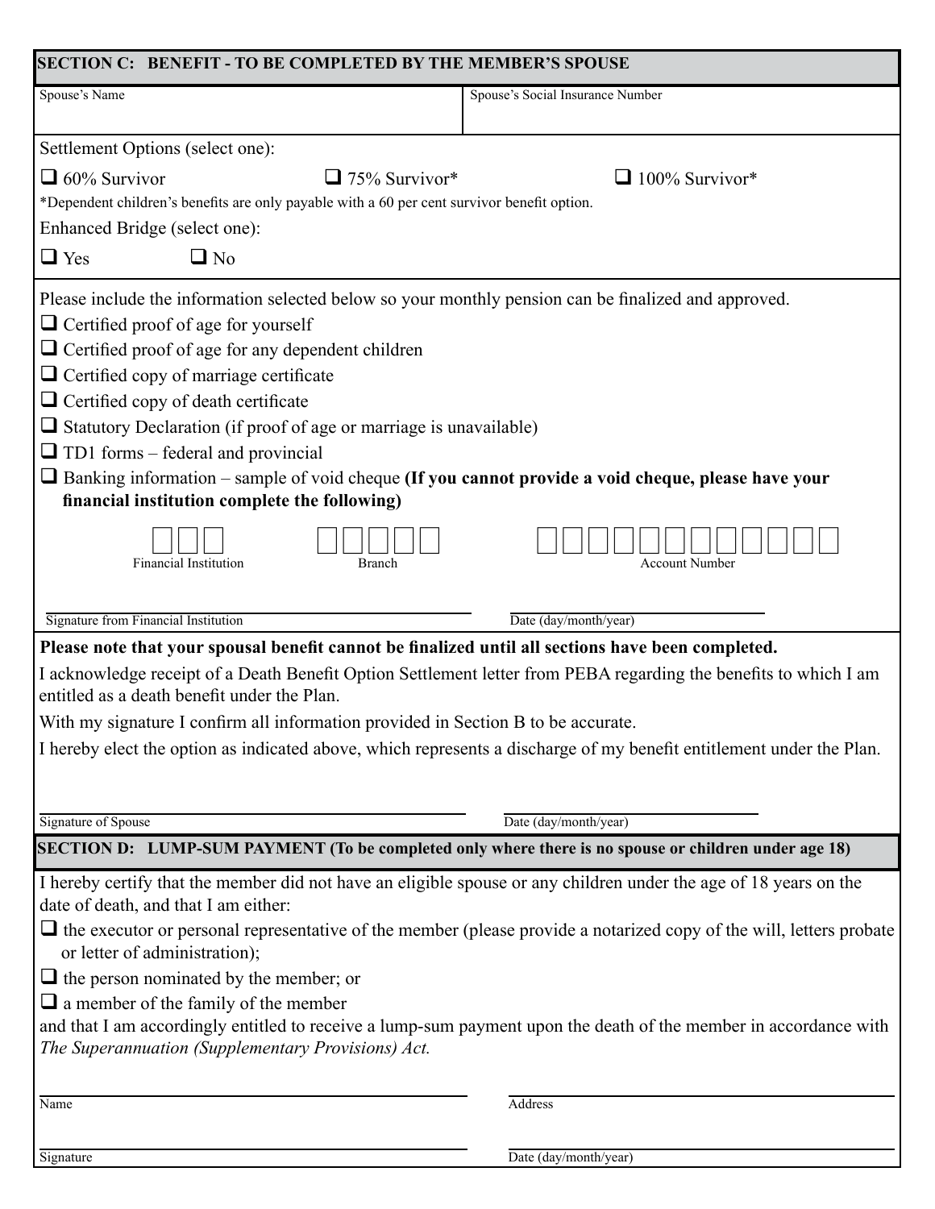## SECTION C: BENEFIT - TO BE COMPLETED BY THE MEMBER'S SPOUSE

| Spouse's Name | Spouse's Social Insurance Number |
| --- | --- |
| | |

Settlement Options (select one):

- ☐ 60% Survivor
- ☐ 75% Survivor*
- ☐ 100% Survivor*

*Dependent children's benefits are only payable with a 60 per cent survivor benefit option.

Enhanced Bridge (select one):

- ☐ Yes
- ☐ No

Please include the information selected below so your monthly pension can be finalized and approved.

- ☐ Certified proof of age for yourself
- ☐ Certified proof of age for any dependent children
- ☐ Certified copy of marriage certificate
- ☐ Certified copy of death certificate
- ☐ Statutory Declaration (if proof of age or marriage is unavailable)
- ☐ TD1 forms – federal and provincial
- ☐ Banking information – sample of void cheque **(If you cannot provide a void cheque, please have your financial institution complete the following)**

Financial Institution: ☐☐☐ Branch: ☐☐☐☐☐ Account Number: ☐☐☐☐☐☐☐☐☐☐☐☐

Signature from Financial Institution ____________________ Date (day/month/year) ____________________

**Please note that your spousal benefit cannot be finalized until all sections have been completed.**

I acknowledge receipt of a Death Benefit Option Settlement letter from PEBA regarding the benefits to which I am entitled as a death benefit under the Plan.

With my signature I confirm all information provided in Section B to be accurate.

I hereby elect the option as indicated above, which represents a discharge of my benefit entitlement under the Plan.

Signature of Spouse ____________________ Date (day/month/year) ____________________

## SECTION D: LUMP-SUM PAYMENT (To be completed only where there is no spouse or children under age 18)

I hereby certify that the member did not have an eligible spouse or any children under the age of 18 years on the date of death, and that I am either:

- ☐ the executor or personal representative of the member (please provide a notarized copy of the will, letters probate or letter of administration);
- ☐ the person nominated by the member; or
- ☐ a member of the family of the member

and that I am accordingly entitled to receive a lump-sum payment upon the death of the member in accordance with *The Superannuation (Supplementary Provisions) Act.*

Name ____________________ Address ____________________

Signature ____________________ Date (day/month/year) ____________________